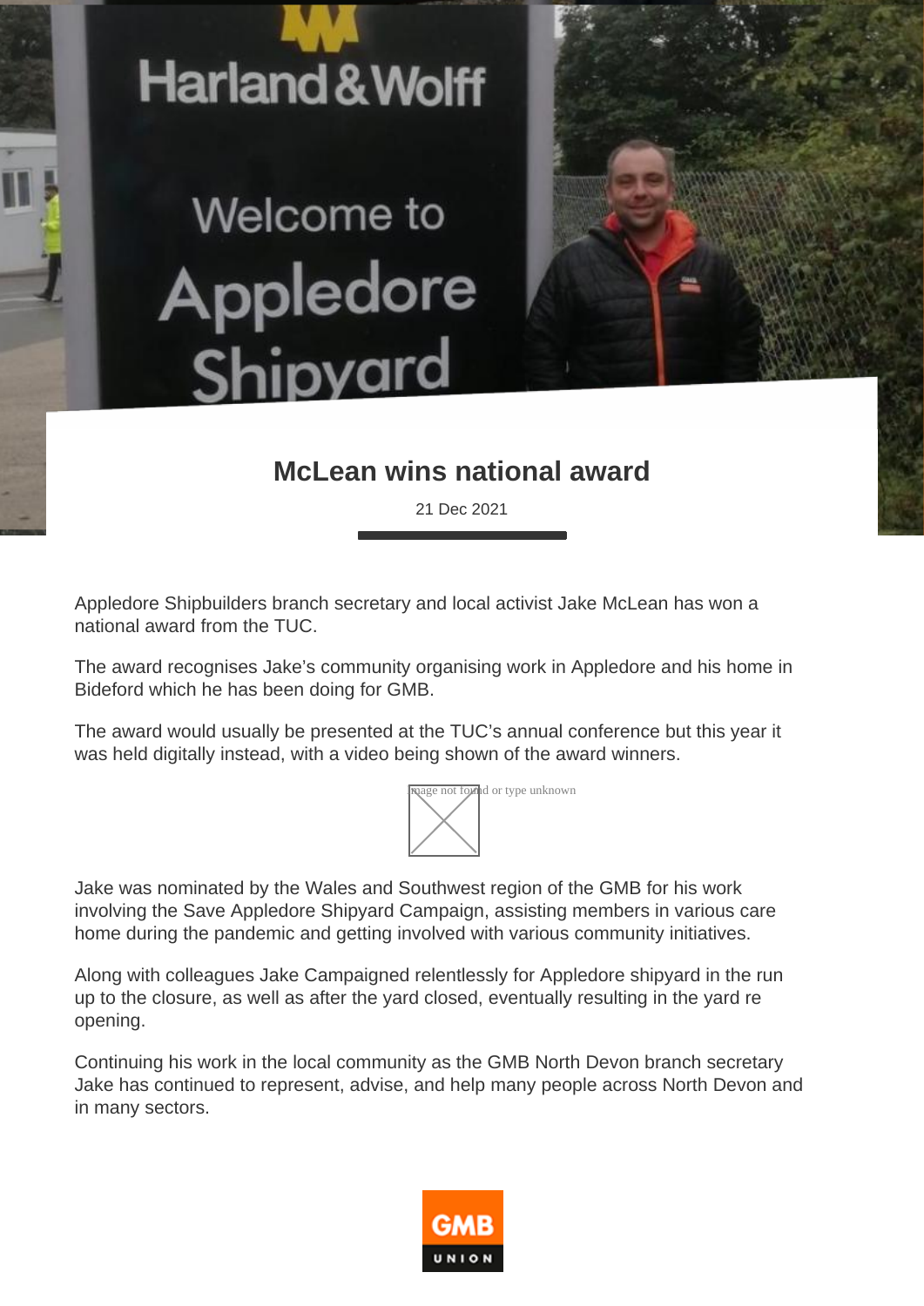# McLean wins national award

21 Dec 2021

Appledore Shipbuilders branch secretary and local activist Jake McLean has won a national award from the TUC.

The award recognises Jake's community organising work in Appledore and his home in Bideford which he has been doing for GMB.

The award would usually be presented at the TUC's annual conference but this year it was held digitally instead, with a video being shown of the award winners.

Jake was nominated by the Wales and Southwest region of the GMB for his work involving the Save Appledore Shipyard Campaign, assisting members in various care home during the pandemic and getting involved with various community initiatives.

Along with colleagues Jake Campaigned relentlessly for Appledore shipyard in the run up to the closure, as well as after the yard closed, eventually resulting in the yard re opening.

Continuing his work in the local community as the GMB North Devon branch secretary Jake has continued to represent, advise, and help many people across North Devon and in many sectors.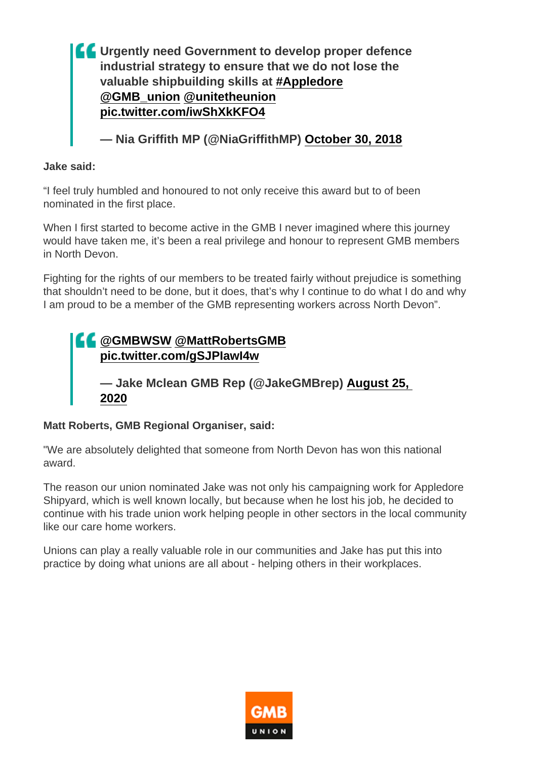> Urgently need Government to develop proper defence industrial strategy to ensure that we do not lose the valuable shipbuilding skills at #Appledore @GMB_union @unitetheunion pic.twitter.com/iwShXkKFO4
>
> — Nia Griffith MP (@NiaGriffithMP) October 30, 2018

**Jake said:**

"I feel truly humbled and honoured to not only receive this award but to of been nominated in the first place.

When I first started to become active in the GMB I never imagined where this journey would have taken me, it's been a real privilege and honour to represent GMB members in North Devon.

Fighting for the rights of our members to be treated fairly without prejudice is something that shouldn't need to be done, but it does, that's why I continue to do what I do and why I am proud to be a member of the GMB representing workers across North Devon".

> @GMBWSW @MattRobertsGMB pic.twitter.com/gSJPlawI4w
>
> — Jake Mclean GMB Rep (@JakeGMBrep) August 25, 2020

**Matt Roberts, GMB Regional Organiser, said:**

"We are absolutely delighted that someone from North Devon has won this national award.

The reason our union nominated Jake was not only his campaigning work for Appledore Shipyard, which is well known locally, but because when he lost his job, he decided to continue with his trade union work helping people in other sectors in the local community like our care home workers.

Unions can play a really valuable role in our communities and Jake has put this into practice by doing what unions are all about - helping others in their workplaces.